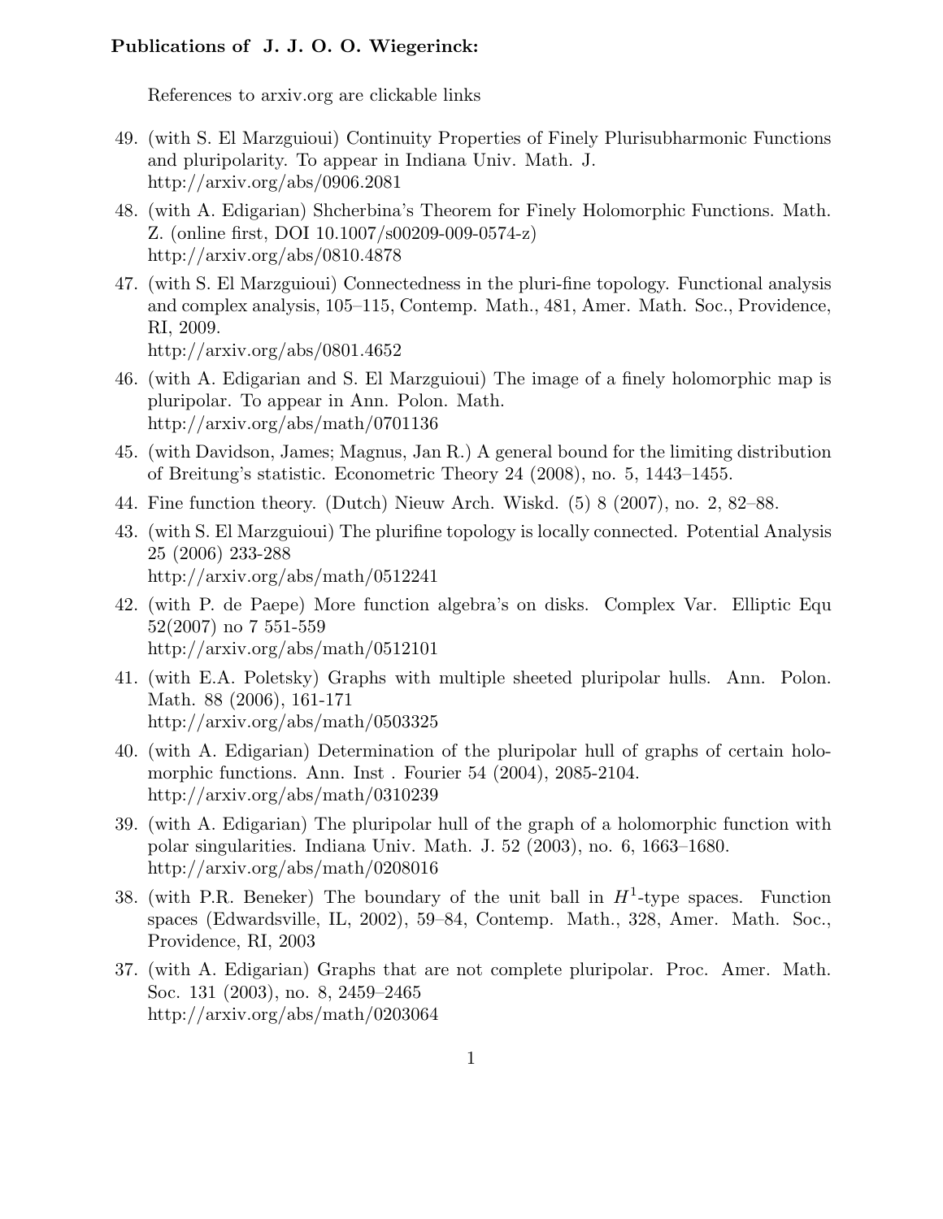**Publications of J. J. O. O. Wiegerinck:**

References to arxiv.org are clickable links

49. (with S. El Marzguioui) Continuity Properties of Finely Plurisubharmonic Functions and pluripolarity. To appear in Indiana Univ. Math. J. http://arxiv.org/abs/0906.2081
48. (with A. Edigarian) Shcherbina's Theorem for Finely Holomorphic Functions. Math. Z. (online first, DOI 10.1007/s00209-009-0574-z) http://arxiv.org/abs/0810.4878
47. (with S. El Marzguioui) Connectedness in the pluri-fine topology. Functional analysis and complex analysis, 105–115, Contemp. Math., 481, Amer. Math. Soc., Providence, RI, 2009. http://arxiv.org/abs/0801.4652
46. (with A. Edigarian and S. El Marzguioui) The image of a finely holomorphic map is pluripolar. To appear in Ann. Polon. Math. http://arxiv.org/abs/math/0701136
45. (with Davidson, James; Magnus, Jan R.) A general bound for the limiting distribution of Breitung's statistic. Econometric Theory 24 (2008), no. 5, 1443–1455.
44. Fine function theory. (Dutch) Nieuw Arch. Wiskd. (5) 8 (2007), no. 2, 82–88.
43. (with S. El Marzguioui) The plurifine topology is locally connected. Potential Analysis 25 (2006) 233-288 http://arxiv.org/abs/math/0512241
42. (with P. de Paepe) More function algebra's on disks. Complex Var. Elliptic Equ 52(2007) no 7 551-559 http://arxiv.org/abs/math/0512101
41. (with E.A. Poletsky) Graphs with multiple sheeted pluripolar hulls. Ann. Polon. Math. 88 (2006), 161-171 http://arxiv.org/abs/math/0503325
40. (with A. Edigarian) Determination of the pluripolar hull of graphs of certain holomorphic functions. Ann. Inst . Fourier 54 (2004), 2085-2104. http://arxiv.org/abs/math/0310239
39. (with A. Edigarian) The pluripolar hull of the graph of a holomorphic function with polar singularities. Indiana Univ. Math. J. 52 (2003), no. 6, 1663–1680. http://arxiv.org/abs/math/0208016
38. (with P.R. Beneker) The boundary of the unit ball in $H^1$-type spaces. Function spaces (Edwardsville, IL, 2002), 59–84, Contemp. Math., 328, Amer. Math. Soc., Providence, RI, 2003
37. (with A. Edigarian) Graphs that are not complete pluripolar. Proc. Amer. Math. Soc. 131 (2003), no. 8, 2459–2465 http://arxiv.org/abs/math/0203064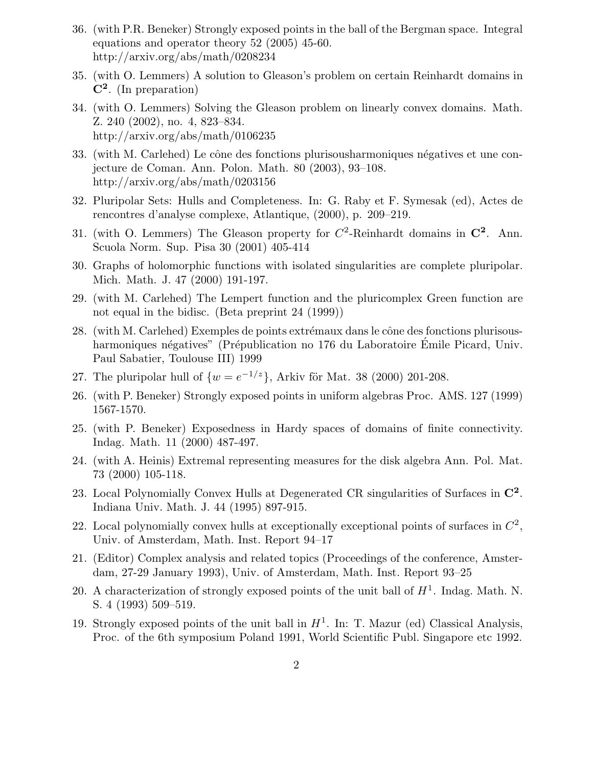36. (with P.R. Beneker) Strongly exposed points in the ball of the Bergman space. Integral equations and operator theory 52 (2005) 45-60. http://arxiv.org/abs/math/0208234

35. (with O. Lemmers) A solution to Gleason's problem on certain Reinhardt domains in $\mathbf{C^2}$. (In preparation)

34. (with O. Lemmers) Solving the Gleason problem on linearly convex domains. Math. Z. 240 (2002), no. 4, 823–834. http://arxiv.org/abs/math/0106235

33. (with M. Carlehed) Le cône des fonctions plurisousharmoniques négatives et une conjecture de Coman. Ann. Polon. Math. 80 (2003), 93–108. http://arxiv.org/abs/math/0203156

32. Pluripolar Sets: Hulls and Completeness. In: G. Raby et F. Symesak (ed), Actes de rencontres d'analyse complexe, Atlantique, (2000), p. 209–219.

31. (with O. Lemmers) The Gleason property for $C^2$-Reinhardt domains in $\mathbf{C^2}$. Ann. Scuola Norm. Sup. Pisa 30 (2001) 405-414

30. Graphs of holomorphic functions with isolated singularities are complete pluripolar. Mich. Math. J. 47 (2000) 191-197.

29. (with M. Carlehed) The Lempert function and the pluricomplex Green function are not equal in the bidisc. (Beta preprint 24 (1999))

28. (with M. Carlehed) Exemples de points extrémaux dans le cône des fonctions plurisousharmoniques négatives" (Prépublication no 176 du Laboratoire Émile Picard, Univ. Paul Sabatier, Toulouse III) 1999

27. The pluripolar hull of $\{w = e^{-1/z}\}$, Arkiv för Mat. 38 (2000) 201-208.

26. (with P. Beneker) Strongly exposed points in uniform algebras Proc. AMS. 127 (1999) 1567-1570.

25. (with P. Beneker) Exposedness in Hardy spaces of domains of finite connectivity. Indag. Math. 11 (2000) 487-497.

24. (with A. Heinis) Extremal representing measures for the disk algebra Ann. Pol. Mat. 73 (2000) 105-118.

23. Local Polynomially Convex Hulls at Degenerated CR singularities of Surfaces in $\mathbf{C^2}$. Indiana Univ. Math. J. 44 (1995) 897-915.

22. Local polynomially convex hulls at exceptionally exceptional points of surfaces in $C^2$, Univ. of Amsterdam, Math. Inst. Report 94–17

21. (Editor) Complex analysis and related topics (Proceedings of the conference, Amsterdam, 27-29 January 1993), Univ. of Amsterdam, Math. Inst. Report 93–25

20. A characterization of strongly exposed points of the unit ball of $H^1$. Indag. Math. N. S. 4 (1993) 509–519.

19. Strongly exposed points of the unit ball in $H^1$. In: T. Mazur (ed) Classical Analysis, Proc. of the 6th symposium Poland 1991, World Scientific Publ. Singapore etc 1992.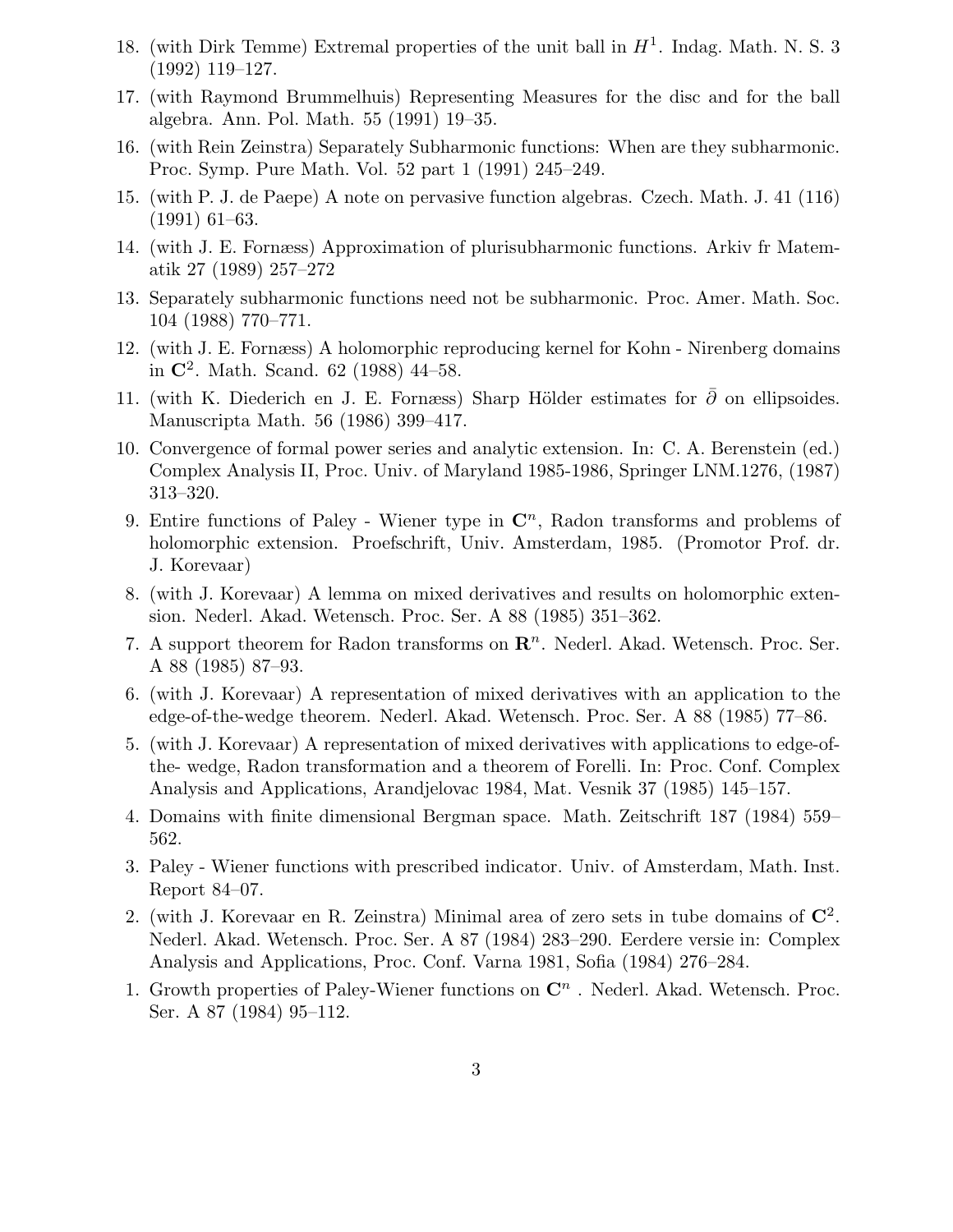18. (with Dirk Temme) Extremal properties of the unit ball in $H^1$. Indag. Math. N. S. 3 (1992) 119–127.
17. (with Raymond Brummelhuis) Representing Measures for the disc and for the ball algebra. Ann. Pol. Math. 55 (1991) 19–35.
16. (with Rein Zeinstra) Separately Subharmonic functions: When are they subharmonic. Proc. Symp. Pure Math. Vol. 52 part 1 (1991) 245–249.
15. (with P. J. de Paepe) A note on pervasive function algebras. Czech. Math. J. 41 (116) (1991) 61–63.
14. (with J. E. Fornæss) Approximation of plurisubharmonic functions. Arkiv fr Matematik 27 (1989) 257–272
13. Separately subharmonic functions need not be subharmonic. Proc. Amer. Math. Soc. 104 (1988) 770–771.
12. (with J. E. Fornæss) A holomorphic reproducing kernel for Kohn - Nirenberg domains in $\mathbf{C}^2$. Math. Scand. 62 (1988) 44–58.
11. (with K. Diederich en J. E. Fornæss) Sharp Hölder estimates for $\bar{\partial}$ on ellipsoides. Manuscripta Math. 56 (1986) 399–417.
10. Convergence of formal power series and analytic extension. In: C. A. Berenstein (ed.) Complex Analysis II, Proc. Univ. of Maryland 1985-1986, Springer LNM.1276, (1987) 313–320.
9. Entire functions of Paley - Wiener type in $\mathbf{C}^n$, Radon transforms and problems of holomorphic extension. Proefschrift, Univ. Amsterdam, 1985. (Promotor Prof. dr. J. Korevaar)
8. (with J. Korevaar) A lemma on mixed derivatives and results on holomorphic extension. Nederl. Akad. Wetensch. Proc. Ser. A 88 (1985) 351–362.
7. A support theorem for Radon transforms on $\mathbf{R}^n$. Nederl. Akad. Wetensch. Proc. Ser. A 88 (1985) 87–93.
6. (with J. Korevaar) A representation of mixed derivatives with an application to the edge-of-the-wedge theorem. Nederl. Akad. Wetensch. Proc. Ser. A 88 (1985) 77–86.
5. (with J. Korevaar) A representation of mixed derivatives with applications to edge-of-the- wedge, Radon transformation and a theorem of Forelli. In: Proc. Conf. Complex Analysis and Applications, Arandjelovac 1984, Mat. Vesnik 37 (1985) 145–157.
4. Domains with finite dimensional Bergman space. Math. Zeitschrift 187 (1984) 559–562.
3. Paley - Wiener functions with prescribed indicator. Univ. of Amsterdam, Math. Inst. Report 84–07.
2. (with J. Korevaar en R. Zeinstra) Minimal area of zero sets in tube domains of $\mathbf{C}^2$. Nederl. Akad. Wetensch. Proc. Ser. A 87 (1984) 283–290. Eerdere versie in: Complex Analysis and Applications, Proc. Conf. Varna 1981, Sofia (1984) 276–284.
1. Growth properties of Paley-Wiener functions on $\mathbf{C}^n$ . Nederl. Akad. Wetensch. Proc. Ser. A 87 (1984) 95–112.